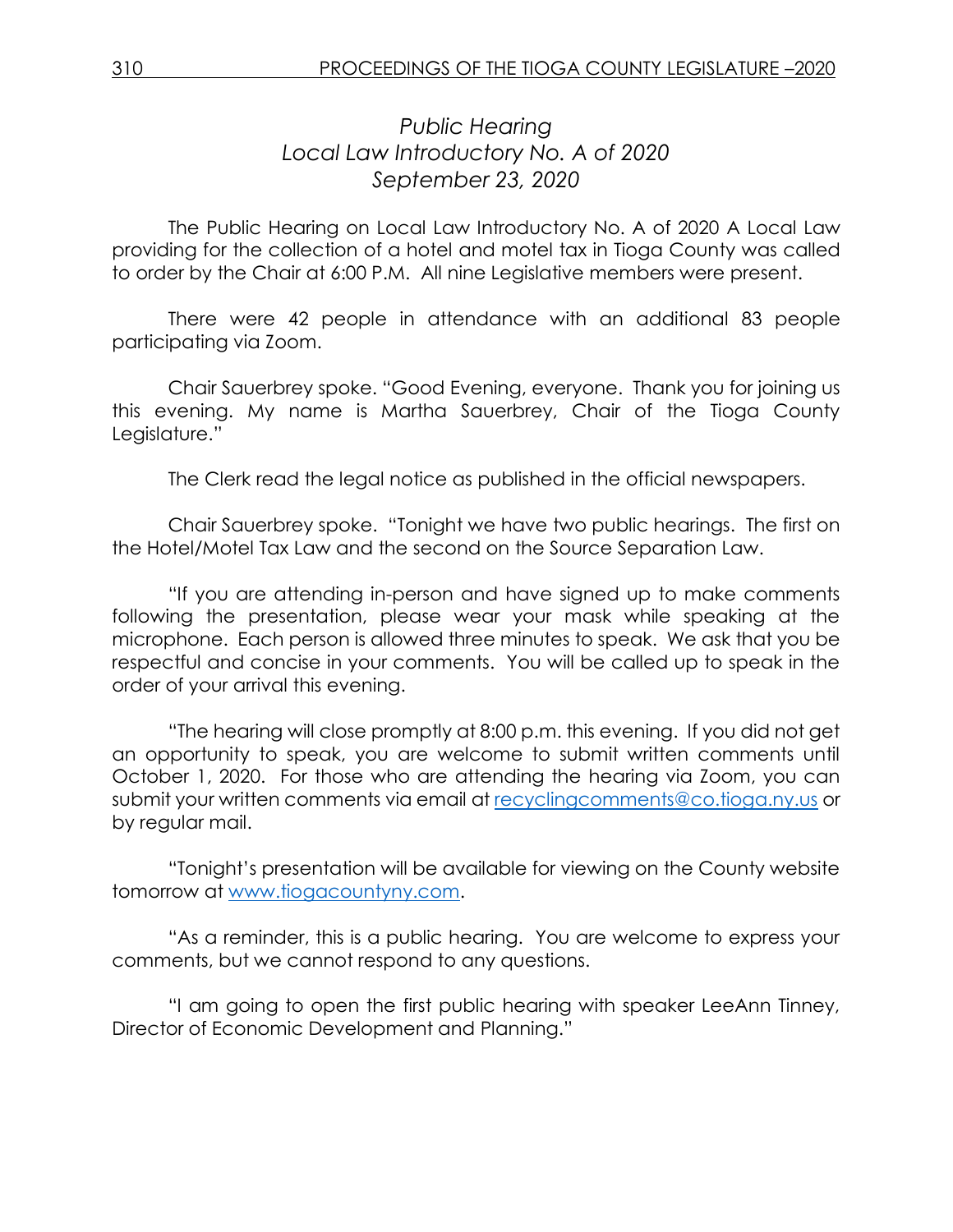# *Public Hearing*
# *Local Law Introductory No. A of 2020*
# *September 23, 2020*

The Public Hearing on Local Law Introductory No. A of 2020 A Local Law providing for the collection of a hotel and motel tax in Tioga County was called to order by the Chair at 6:00 P.M. All nine Legislative members were present.

There were 42 people in attendance with an additional 83 people participating via Zoom.

Chair Sauerbrey spoke. "Good Evening, everyone. Thank you for joining us this evening. My name is Martha Sauerbrey, Chair of the Tioga County Legislature."

The Clerk read the legal notice as published in the official newspapers.

Chair Sauerbrey spoke. "Tonight we have two public hearings. The first on the Hotel/Motel Tax Law and the second on the Source Separation Law.

"If you are attending in-person and have signed up to make comments following the presentation, please wear your mask while speaking at the microphone. Each person is allowed three minutes to speak. We ask that you be respectful and concise in your comments. You will be called up to speak in the order of your arrival this evening.

"The hearing will close promptly at 8:00 p.m. this evening. If you did not get an opportunity to speak, you are welcome to submit written comments until October 1, 2020. For those who are attending the hearing via Zoom, you can submit your written comments via email at recyclingcomments@co.tioga.ny.us or by regular mail.

"Tonight's presentation will be available for viewing on the County website tomorrow at www.tiogacountyny.com.

"As a reminder, this is a public hearing. You are welcome to express your comments, but we cannot respond to any questions.

"I am going to open the first public hearing with speaker LeeAnn Tinney, Director of Economic Development and Planning."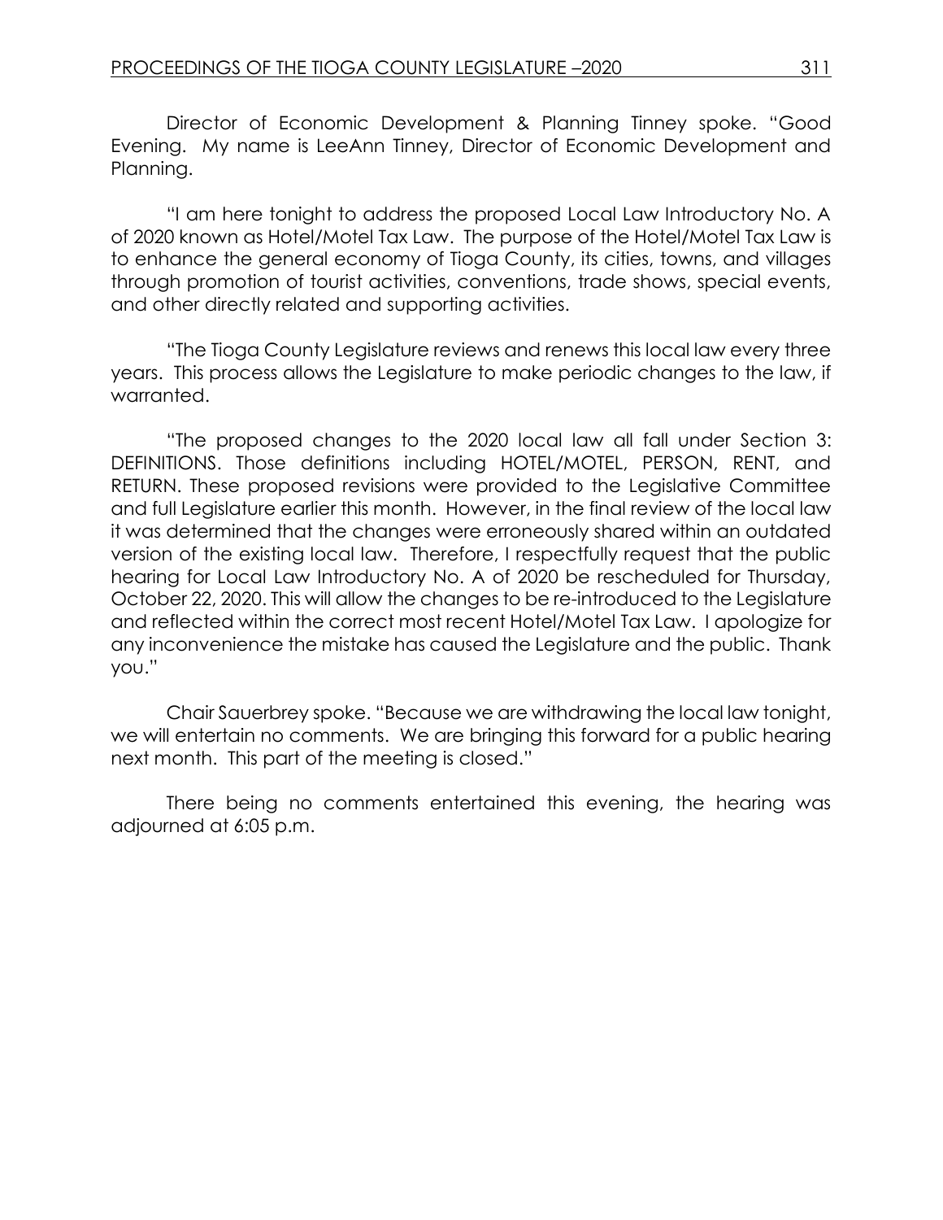Director of Economic Development & Planning Tinney spoke. "Good Evening. My name is LeeAnn Tinney, Director of Economic Development and Planning.

"I am here tonight to address the proposed Local Law Introductory No. A of 2020 known as Hotel/Motel Tax Law. The purpose of the Hotel/Motel Tax Law is to enhance the general economy of Tioga County, its cities, towns, and villages through promotion of tourist activities, conventions, trade shows, special events, and other directly related and supporting activities.

"The Tioga County Legislature reviews and renews this local law every three years. This process allows the Legislature to make periodic changes to the law, if warranted.

"The proposed changes to the 2020 local law all fall under Section 3: DEFINITIONS. Those definitions including HOTEL/MOTEL, PERSON, RENT, and RETURN. These proposed revisions were provided to the Legislative Committee and full Legislature earlier this month. However, in the final review of the local law it was determined that the changes were erroneously shared within an outdated version of the existing local law. Therefore, I respectfully request that the public hearing for Local Law Introductory No. A of 2020 be rescheduled for Thursday, October 22, 2020. This will allow the changes to be re-introduced to the Legislature and reflected within the correct most recent Hotel/Motel Tax Law. I apologize for any inconvenience the mistake has caused the Legislature and the public. Thank you."

Chair Sauerbrey spoke. "Because we are withdrawing the local law tonight, we will entertain no comments. We are bringing this forward for a public hearing next month. This part of the meeting is closed."

There being no comments entertained this evening, the hearing was adjourned at 6:05 p.m.